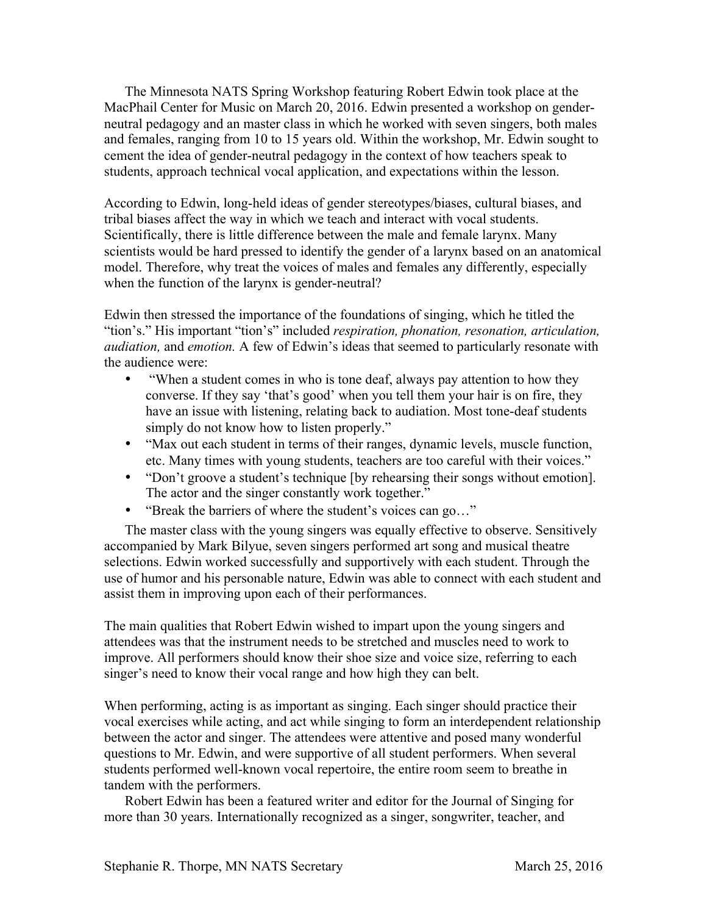The Minnesota NATS Spring Workshop featuring Robert Edwin took place at the MacPhail Center for Music on March 20, 2016. Edwin presented a workshop on gender-neutral pedagogy and an master class in which he worked with seven singers, both males and females, ranging from 10 to 15 years old. Within the workshop, Mr. Edwin sought to cement the idea of gender-neutral pedagogy in the context of how teachers speak to students, approach technical vocal application, and expectations within the lesson.

According to Edwin, long-held ideas of gender stereotypes/biases, cultural biases, and tribal biases affect the way in which we teach and interact with vocal students. Scientifically, there is little difference between the male and female larynx. Many scientists would be hard pressed to identify the gender of a larynx based on an anatomical model. Therefore, why treat the voices of males and females any differently, especially when the function of the larynx is gender-neutral?

Edwin then stressed the importance of the foundations of singing, which he titled the "tion's." His important "tion's" included *respiration, phonation, resonation, articulation, audiation,* and *emotion.* A few of Edwin's ideas that seemed to particularly resonate with the audience were:

- "When a student comes in who is tone deaf, always pay attention to how they converse. If they say 'that's good' when you tell them your hair is on fire, they have an issue with listening, relating back to audiation. Most tone-deaf students simply do not know how to listen properly."
- "Max out each student in terms of their ranges, dynamic levels, muscle function, etc. Many times with young students, teachers are too careful with their voices."
- "Don't groove a student's technique [by rehearsing their songs without emotion]. The actor and the singer constantly work together."
- "Break the barriers of where the student's voices can go…"

The master class with the young singers was equally effective to observe. Sensitively accompanied by Mark Bilyue, seven singers performed art song and musical theatre selections. Edwin worked successfully and supportively with each student. Through the use of humor and his personable nature, Edwin was able to connect with each student and assist them in improving upon each of their performances.

The main qualities that Robert Edwin wished to impart upon the young singers and attendees was that the instrument needs to be stretched and muscles need to work to improve. All performers should know their shoe size and voice size, referring to each singer's need to know their vocal range and how high they can belt.

When performing, acting is as important as singing. Each singer should practice their vocal exercises while acting, and act while singing to form an interdependent relationship between the actor and singer. The attendees were attentive and posed many wonderful questions to Mr. Edwin, and were supportive of all student performers. When several students performed well-known vocal repertoire, the entire room seem to breathe in tandem with the performers.

Robert Edwin has been a featured writer and editor for the Journal of Singing for more than 30 years. Internationally recognized as a singer, songwriter, teacher, and

Stephanie R. Thorpe, MN NATS Secretary March 25, 2016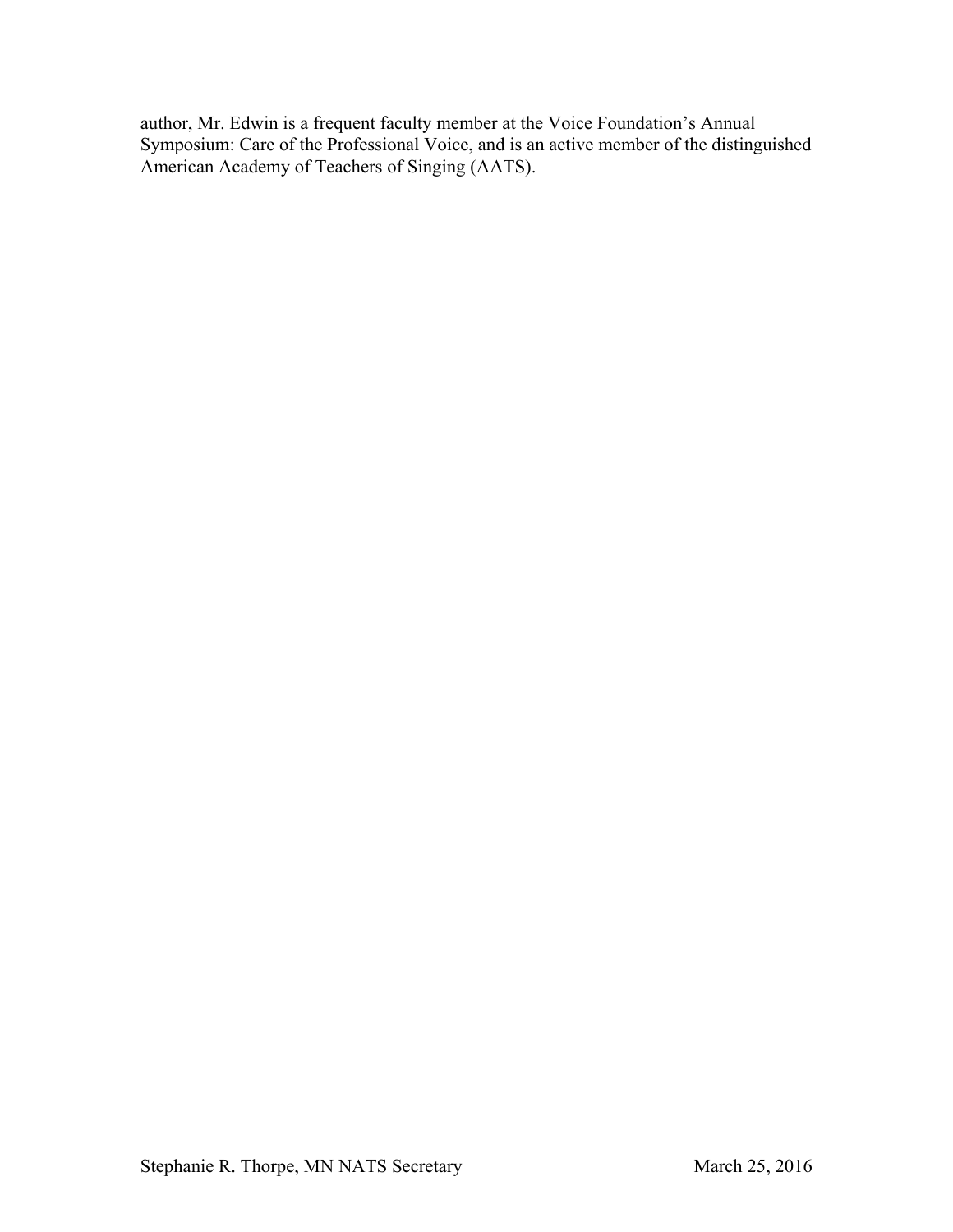author, Mr. Edwin is a frequent faculty member at the Voice Foundation's Annual Symposium: Care of the Professional Voice, and is an active member of the distinguished American Academy of Teachers of Singing (AATS).

Stephanie R. Thorpe, MN NATS Secretary　　　　　　　　　　March 25, 2016